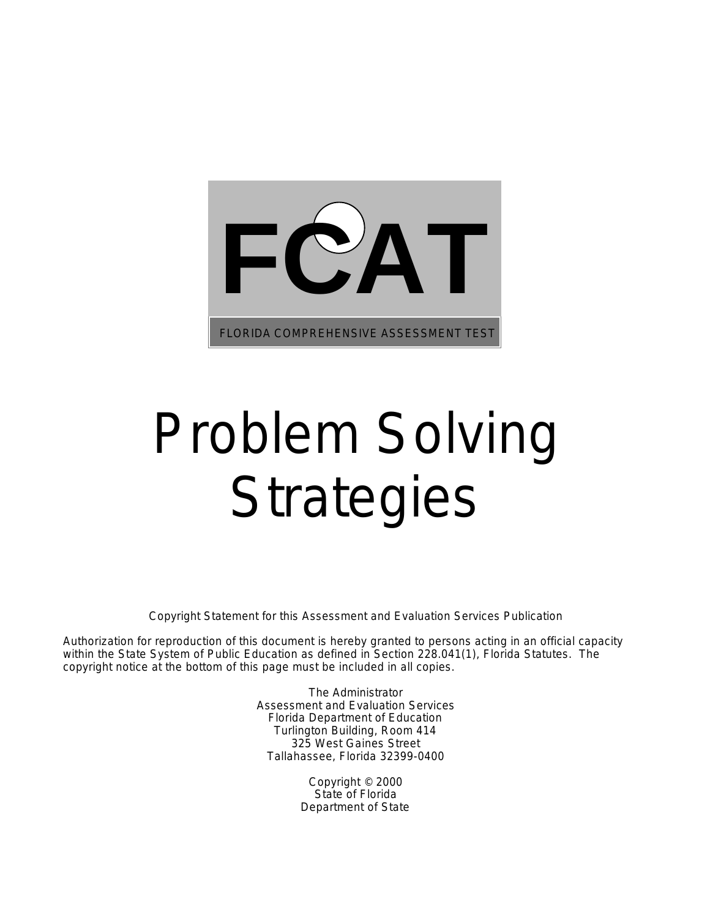# FCAT

FLORIDA COMPREHENSIVE ASSESSMENT TEST

# Problem Solving Strategies

Copyright Statement for this Assessment and Evaluation Services Publication

Authorization for reproduction of this document is hereby granted to persons acting in an official capacity within the State System of Public Education as defined in Section 228.041(1), Florida Statutes. The copyright notice at the bottom of this page must be included in all copies.

The Administrator
Assessment and Evaluation Services
Florida Department of Education
Turlington Building, Room 414
325 West Gaines Street
Tallahassee, Florida 32399-0400

Copyright © 2000
State of Florida
Department of State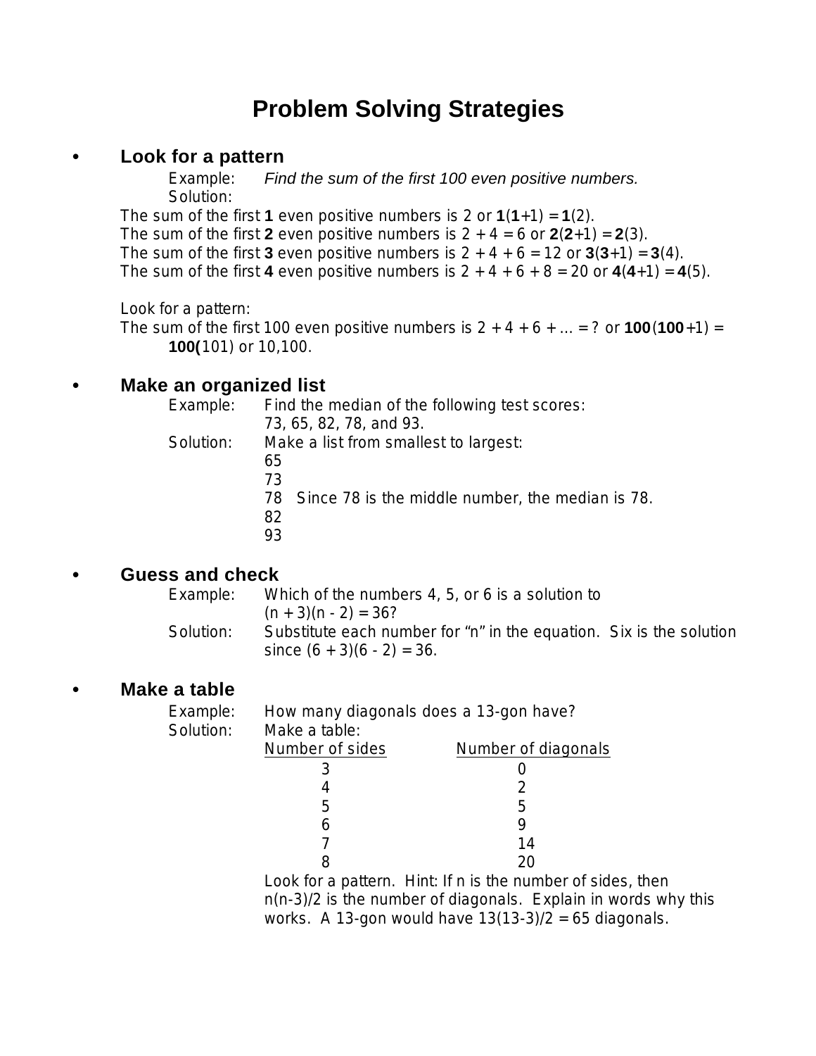# Problem Solving Strategies

- **Look for a pattern**

  Example: *Find the sum of the first 100 even positive numbers.*

  Solution:

  The sum of the first **1** even positive numbers is 2 or **1**(**1**+1) = **1**(2).
  The sum of the first **2** even positive numbers is 2 + 4 = 6 or **2**(**2**+1) = **2**(3).
  The sum of the first **3** even positive numbers is 2 + 4 + 6 = 12 or **3**(**3**+1) = **3**(4).
  The sum of the first **4** even positive numbers is 2 + 4 + 6 + 8 = 20 or **4**(**4**+1) = **4**(5).

  Look for a pattern:
  The sum of the first 100 even positive numbers is 2 + 4 + 6 + … = ? or **100**(**100**+1) = **100(**101) or 10,100.

- **Make an organized list**

  Example: Find the median of the following test scores: 73, 65, 82, 78, and 93.

  Solution: Make a list from smallest to largest:
  65
  73
  78 Since 78 is the middle number, the median is 78.
  82
  93

- **Guess and check**

  Example: Which of the numbers 4, 5, or 6 is a solution to $(n + 3)(n - 2) = 36$?

  Solution: Substitute each number for "n" in the equation. Six is the solution since $(6 + 3)(6 - 2) = 36$.

- **Make a table**

  Example: How many diagonals does a 13-gon have?

  Solution: Make a table:

| Number of sides | Number of diagonals |
|---|---|
| 3 | 0 |
| 4 | 2 |
| 5 | 5 |
| 6 | 9 |
| 7 | 14 |
| 8 | 20 |

  Look for a pattern. Hint: If n is the number of sides, then $n(n-3)/2$ is the number of diagonals. Explain in words why this works. A 13-gon would have $13(13-3)/2 = 65$ diagonals.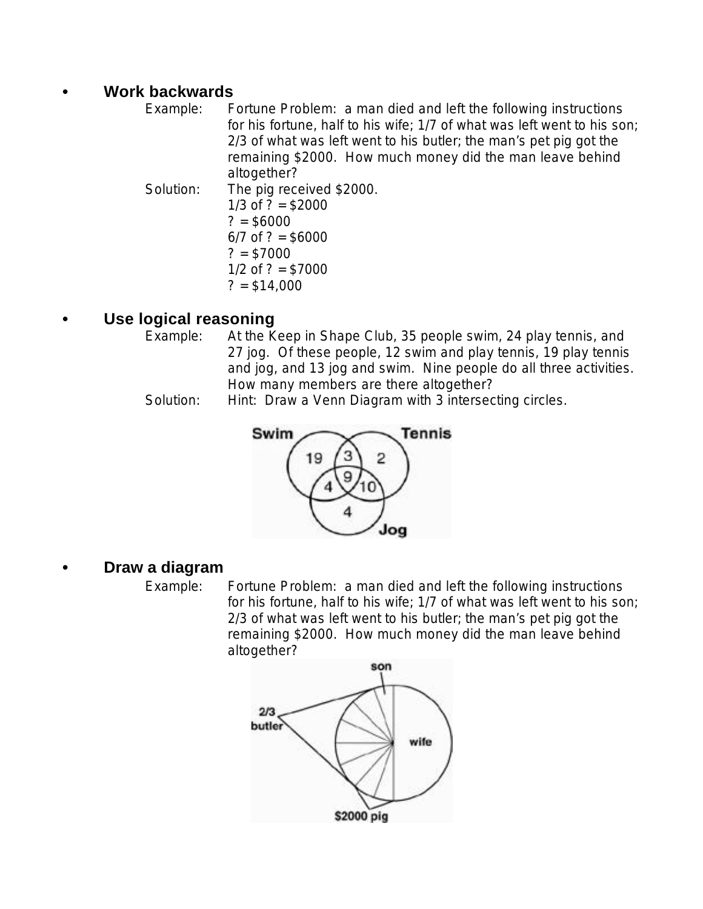- **Work backwards**

  Example: Fortune Problem: a man died and left the following instructions for his fortune, half to his wife; 1/7 of what was left went to his son; 2/3 of what was left went to his butler; the man's pet pig got the remaining $2000. How much money did the man leave behind altogether?

  Solution: The pig received $2000.
  1/3 of ? = $2000
  ? = $6000
  6/7 of ? = $6000
  ? = $7000
  1/2 of ? = $7000
  ? = $14,000

- **Use logical reasoning**

  Example: At the Keep in Shape Club, 35 people swim, 24 play tennis, and 27 jog. Of these people, 12 swim and play tennis, 19 play tennis and jog, and 13 jog and swim. Nine people do all three activities. How many members are there altogether?

  Solution: Hint: Draw a Venn Diagram with 3 intersecting circles.

- **Draw a diagram**

  Example: Fortune Problem: a man died and left the following instructions for his fortune, half to his wife; 1/7 of what was left went to his son; 2/3 of what was left went to his butler; the man's pet pig got the remaining $2000. How much money did the man leave behind altogether?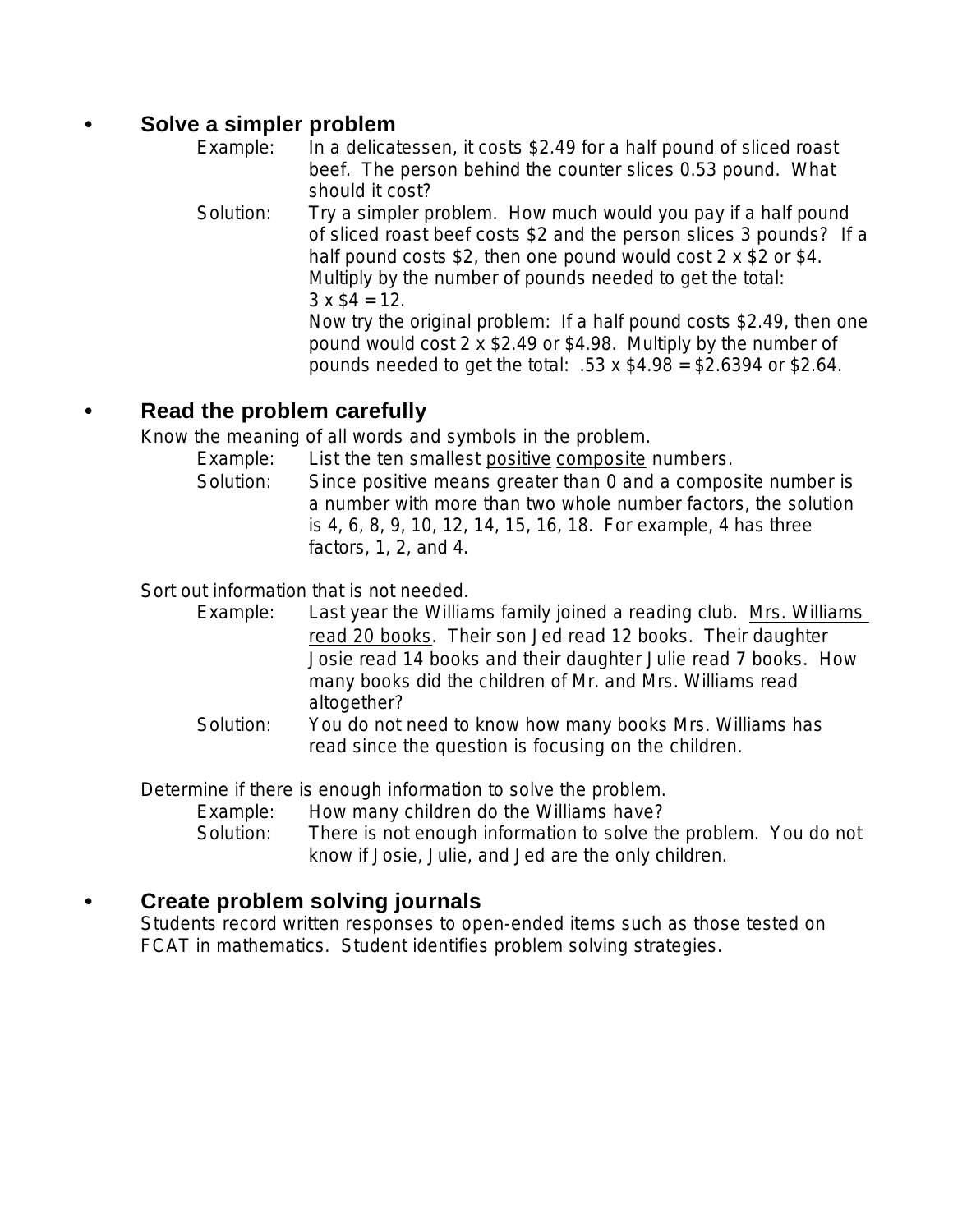- **Solve a simpler problem**

  Example: In a delicatessen, it costs $2.49 for a half pound of sliced roast beef. The person behind the counter slices 0.53 pound. What should it cost?

  Solution: Try a simpler problem. How much would you pay if a half pound of sliced roast beef costs $2 and the person slices 3 pounds? If a half pound costs $2, then one pound would cost 2 x $2 or $4. Multiply by the number of pounds needed to get the total: 3 x $4 = 12.
  Now try the original problem: If a half pound costs $2.49, then one pound would cost 2 x $2.49 or $4.98. Multiply by the number of pounds needed to get the total: .53 x $4.98 = $2.6394 or $2.64.

- **Read the problem carefully**

  Know the meaning of all words and symbols in the problem.

  Example: List the ten smallest <u>positive</u> <u>composite</u> numbers.

  Solution: Since positive means greater than 0 and a composite number is a number with more than two whole number factors, the solution is 4, 6, 8, 9, 10, 12, 14, 15, 16, 18. For example, 4 has three factors, 1, 2, and 4.

  Sort out information that is not needed.

  Example: Last year the Williams family joined a reading club. <u>Mrs. Williams read 20 books</u>. Their son Jed read 12 books. Their daughter Josie read 14 books and their daughter Julie read 7 books. How many books did the children of Mr. and Mrs. Williams read altogether?

  Solution: You do not need to know how many books Mrs. Williams has read since the question is focusing on the children.

  Determine if there is enough information to solve the problem.

  Example: How many children do the Williams have?

  Solution: There is not enough information to solve the problem. You do not know if Josie, Julie, and Jed are the only children.

- **Create problem solving journals**

  Students record written responses to open-ended items such as those tested on FCAT in mathematics. Student identifies problem solving strategies.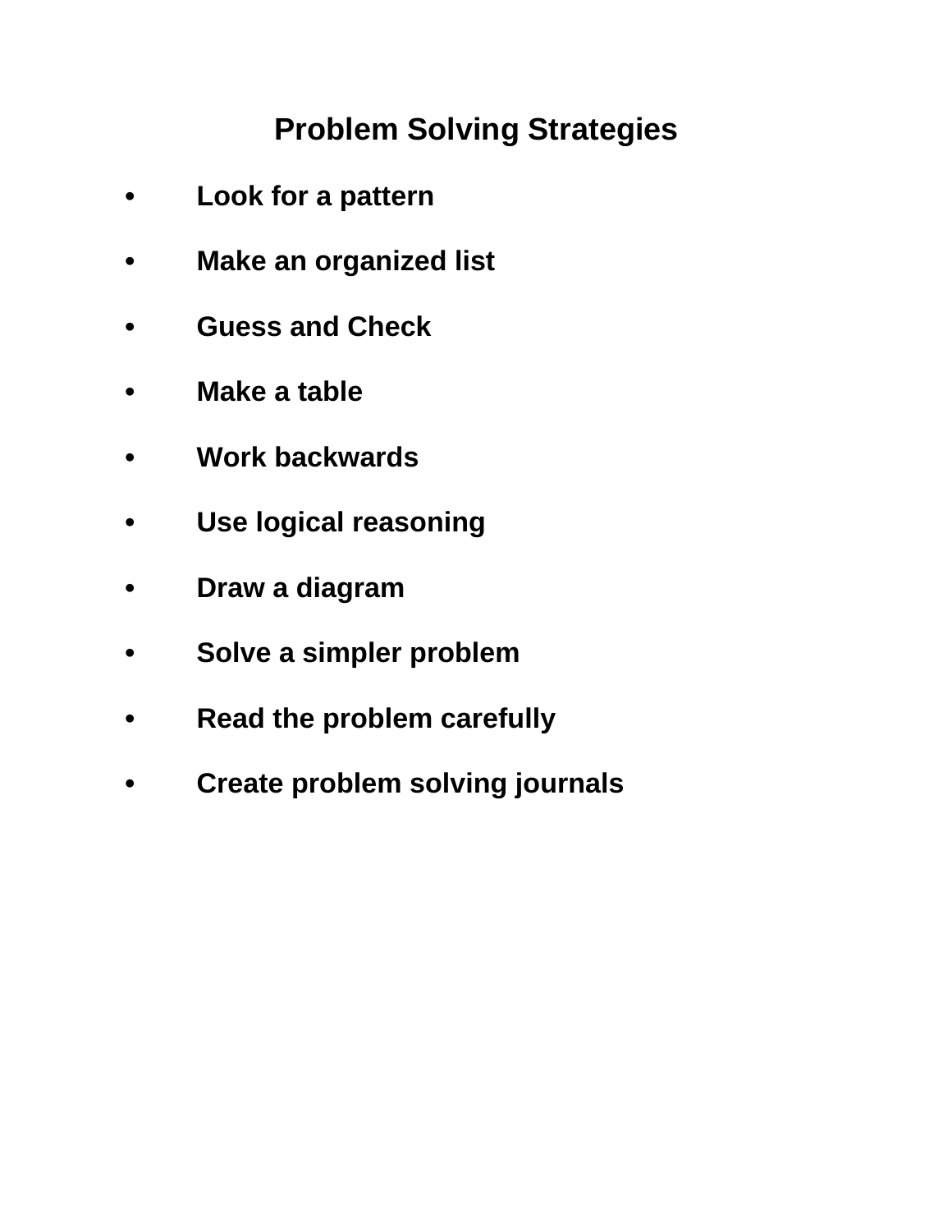# Problem Solving Strategies

- **Look for a pattern**
- **Make an organized list**
- **Guess and Check**
- **Make a table**
- **Work backwards**
- **Use logical reasoning**
- **Draw a diagram**
- **Solve a simpler problem**
- **Read the problem carefully**
- **Create problem solving journals**